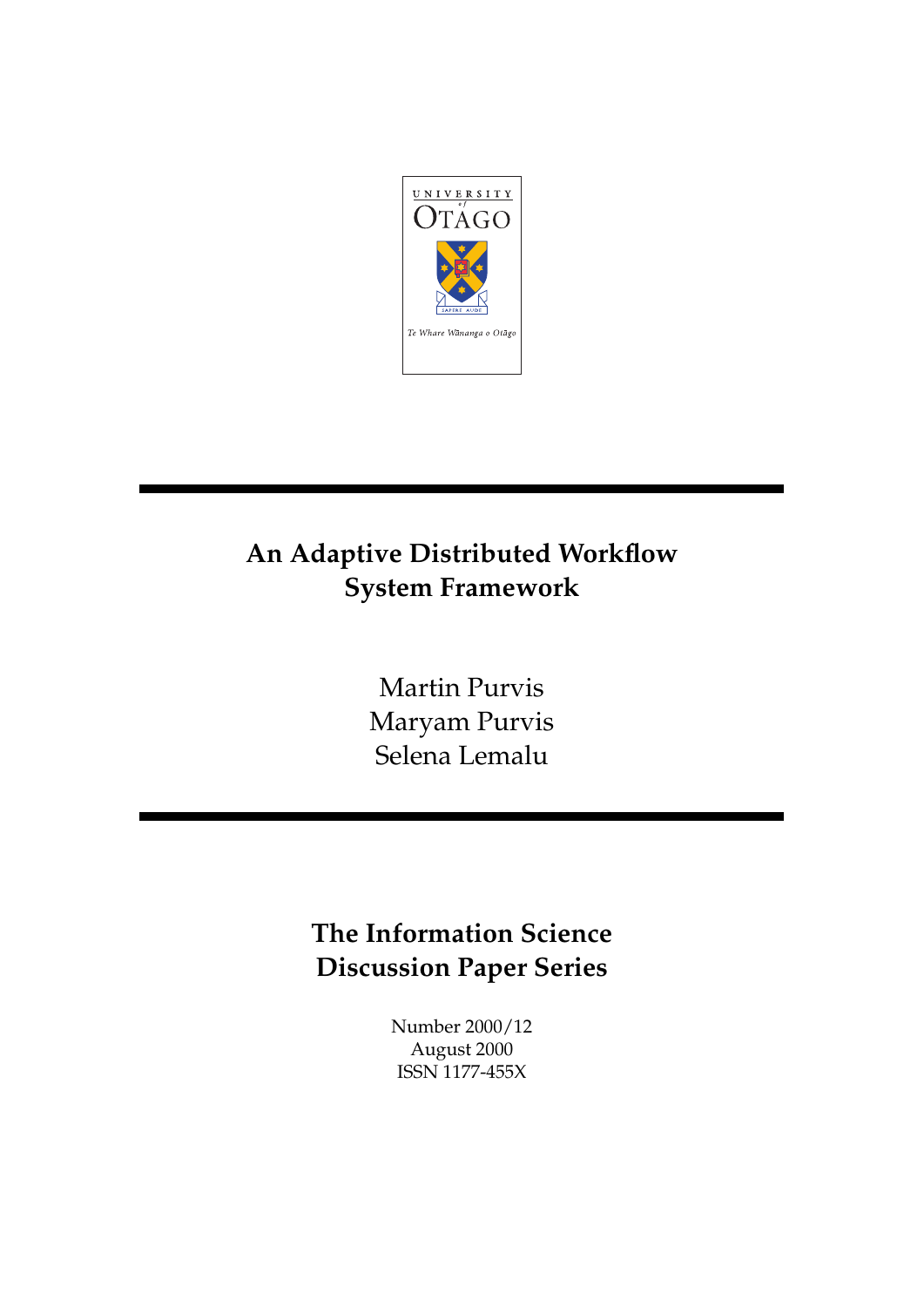# An Adaptive Distributed Workflow System Framework

Martin Purvis
Maryam Purvis
Selena Lemalu

## The Information Science Discussion Paper Series

Number 2000/12
August 2000
ISSN 1177-455X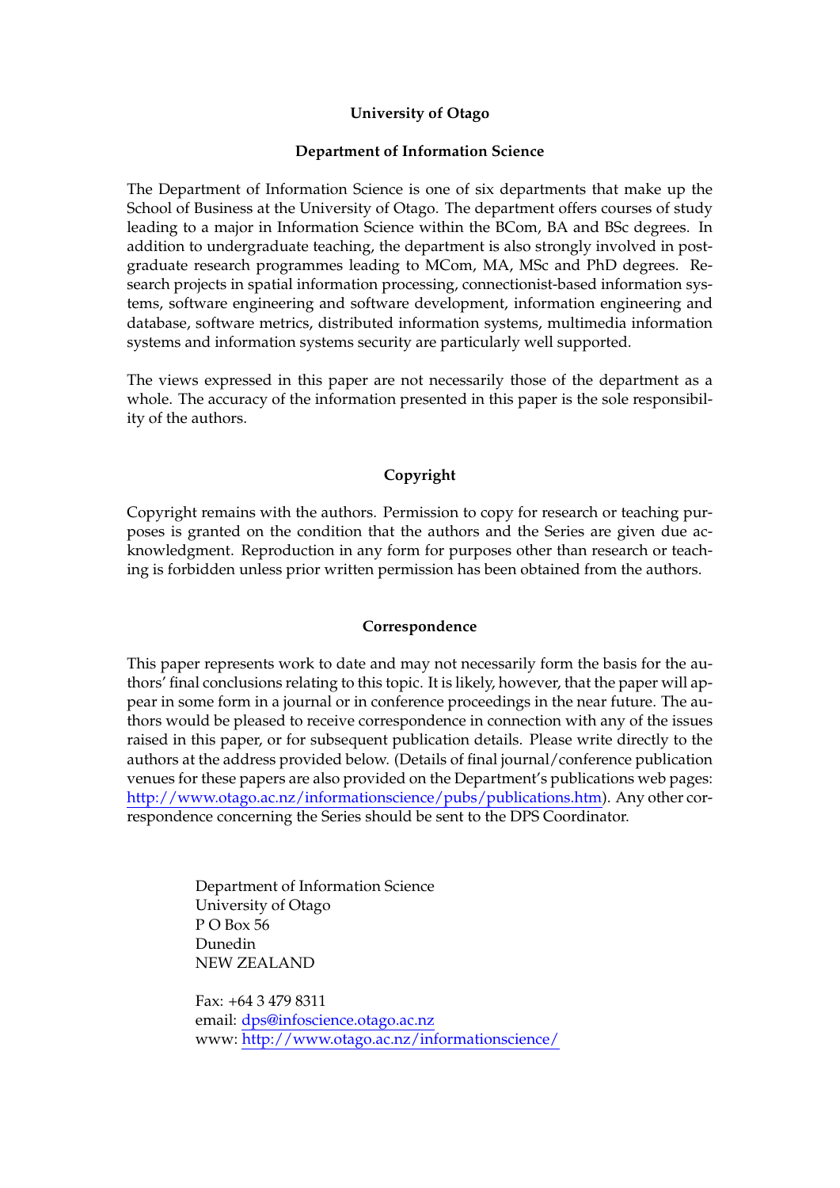**University of Otago**

**Department of Information Science**

The Department of Information Science is one of six departments that make up the School of Business at the University of Otago. The department offers courses of study leading to a major in Information Science within the BCom, BA and BSc degrees. In addition to undergraduate teaching, the department is also strongly involved in postgraduate research programmes leading to MCom, MA, MSc and PhD degrees. Research projects in spatial information processing, connectionist-based information systems, software engineering and software development, information engineering and database, software metrics, distributed information systems, multimedia information systems and information systems security are particularly well supported.

The views expressed in this paper are not necessarily those of the department as a whole. The accuracy of the information presented in this paper is the sole responsibility of the authors.

**Copyright**

Copyright remains with the authors. Permission to copy for research or teaching purposes is granted on the condition that the authors and the Series are given due acknowledgment. Reproduction in any form for purposes other than research or teaching is forbidden unless prior written permission has been obtained from the authors.

**Correspondence**

This paper represents work to date and may not necessarily form the basis for the authors' final conclusions relating to this topic. It is likely, however, that the paper will appear in some form in a journal or in conference proceedings in the near future. The authors would be pleased to receive correspondence in connection with any of the issues raised in this paper, or for subsequent publication details. Please write directly to the authors at the address provided below. (Details of final journal/conference publication venues for these papers are also provided on the Department's publications web pages: http://www.otago.ac.nz/informationscience/pubs/publications.htm). Any other correspondence concerning the Series should be sent to the DPS Coordinator.

Department of Information Science
University of Otago
P O Box 56
Dunedin
NEW ZEALAND

Fax: +64 3 479 8311
email: dps@infoscience.otago.ac.nz
www: http://www.otago.ac.nz/informationscience/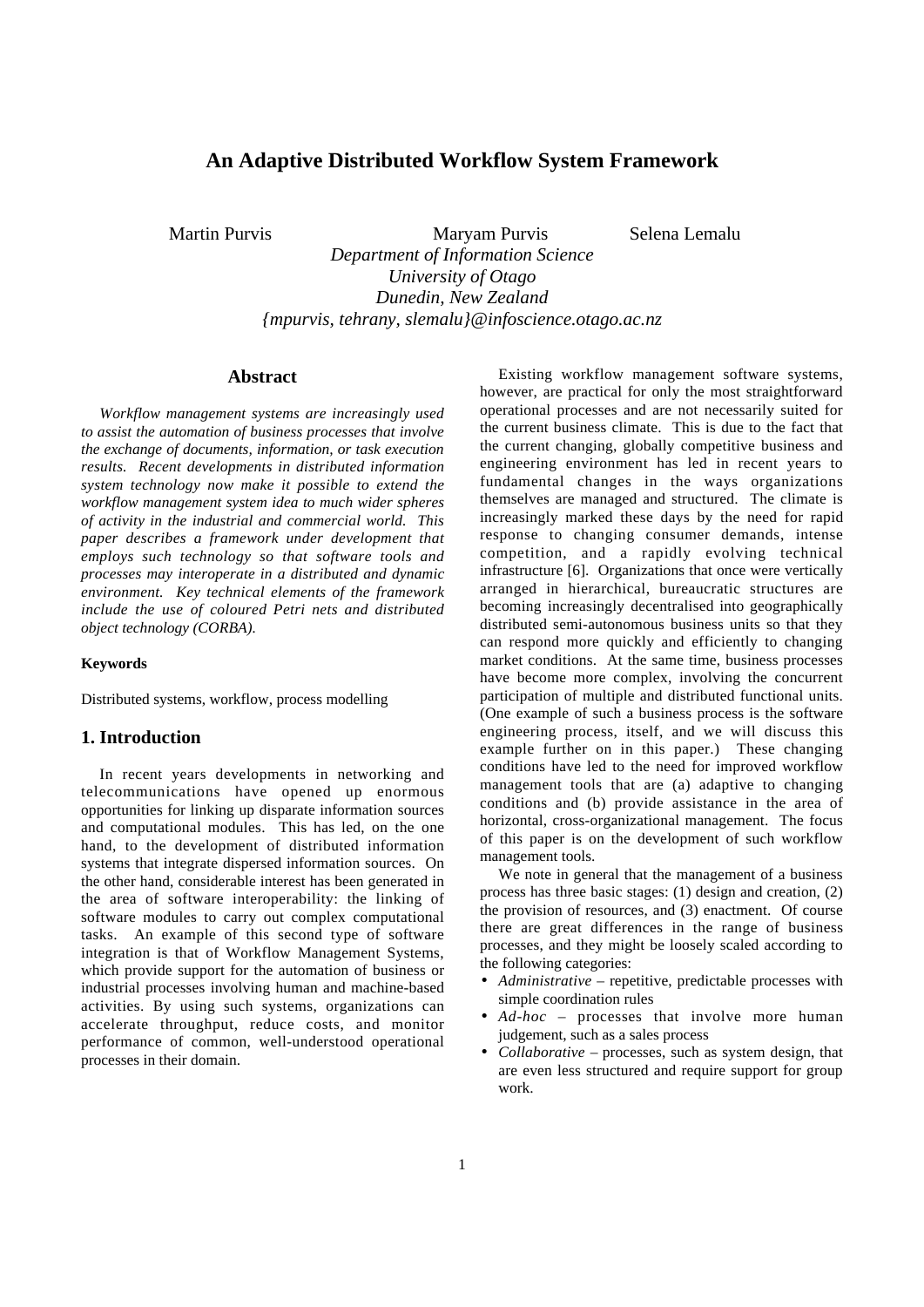# An Adaptive Distributed Workflow System Framework

Martin Purvis　　Maryam Purvis　　Selena Lemalu

*Department of Information Science*
*University of Otago*
*Dunedin, New Zealand*
*{mpurvis, tehrany, slemalu}@infoscience.otago.ac.nz*

## Abstract

*Workflow management systems are increasingly used to assist the automation of business processes that involve the exchange of documents, information, or task execution results. Recent developments in distributed information system technology now make it possible to extend the workflow management system idea to much wider spheres of activity in the industrial and commercial world. This paper describes a framework under development that employs such technology so that software tools and processes may interoperate in a distributed and dynamic environment. Key technical elements of the framework include the use of coloured Petri nets and distributed object technology (CORBA).*

#### Keywords

Distributed systems, workflow, process modelling

## 1. Introduction

In recent years developments in networking and telecommunications have opened up enormous opportunities for linking up disparate information sources and computational modules. This has led, on the one hand, to the development of distributed information systems that integrate dispersed information sources. On the other hand, considerable interest has been generated in the area of software interoperability: the linking of software modules to carry out complex computational tasks. An example of this second type of software integration is that of Workflow Management Systems, which provide support for the automation of business or industrial processes involving human and machine-based activities. By using such systems, organizations can accelerate throughput, reduce costs, and monitor performance of common, well-understood operational processes in their domain.

Existing workflow management software systems, however, are practical for only the most straightforward operational processes and are not necessarily suited for the current business climate. This is due to the fact that the current changing, globally competitive business and engineering environment has led in recent years to fundamental changes in the ways organizations themselves are managed and structured. The climate is increasingly marked these days by the need for rapid response to changing consumer demands, intense competition, and a rapidly evolving technical infrastructure [6]. Organizations that once were vertically arranged in hierarchical, bureaucratic structures are becoming increasingly decentralised into geographically distributed semi-autonomous business units so that they can respond more quickly and efficiently to changing market conditions. At the same time, business processes have become more complex, involving the concurrent participation of multiple and distributed functional units. (One example of such a business process is the software engineering process, itself, and we will discuss this example further on in this paper.) These changing conditions have led to the need for improved workflow management tools that are (a) adaptive to changing conditions and (b) provide assistance in the area of horizontal, cross-organizational management. The focus of this paper is on the development of such workflow management tools.

We note in general that the management of a business process has three basic stages: (1) design and creation, (2) the provision of resources, and (3) enactment. Of course there are great differences in the range of business processes, and they might be loosely scaled according to the following categories:

- *Administrative* – repetitive, predictable processes with simple coordination rules
- *Ad-hoc* – processes that involve more human judgement, such as a sales process
- *Collaborative* – processes, such as system design, that are even less structured and require support for group work.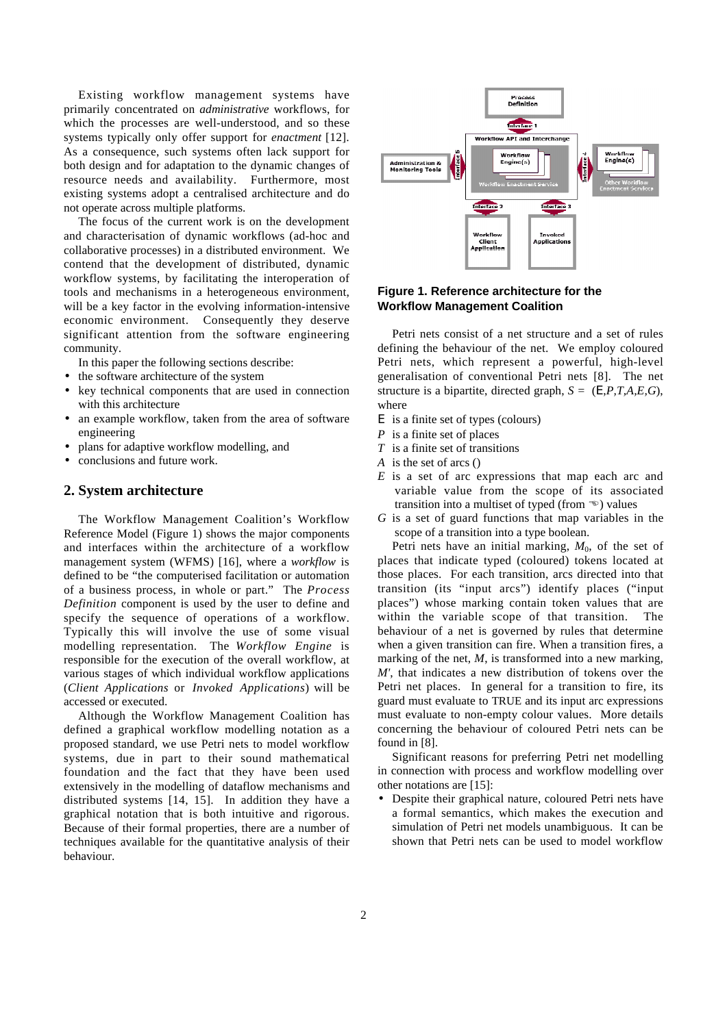Existing workflow management systems have primarily concentrated on *administrative* workflows, for which the processes are well-understood, and so these systems typically only offer support for *enactment* [12]. As a consequence, such systems often lack support for both design and for adaptation to the dynamic changes of resource needs and availability. Furthermore, most existing systems adopt a centralised architecture and do not operate across multiple platforms.

The focus of the current work is on the development and characterisation of dynamic workflows (ad-hoc and collaborative processes) in a distributed environment. We contend that the development of distributed, dynamic workflow systems, by facilitating the interoperation of tools and mechanisms in a heterogeneous environment, will be a key factor in the evolving information-intensive economic environment. Consequently they deserve significant attention from the software engineering community.

In this paper the following sections describe:

- the software architecture of the system
- key technical components that are used in connection with this architecture
- an example workflow, taken from the area of software engineering
- plans for adaptive workflow modelling, and
- conclusions and future work.

## 2. System architecture

The Workflow Management Coalition's Workflow Reference Model (Figure 1) shows the major components and interfaces within the architecture of a workflow management system (WFMS) [16], where a *workflow* is defined to be "the computerised facilitation or automation of a business process, in whole or part." The *Process Definition* component is used by the user to define and specify the sequence of operations of a workflow. Typically this will involve the use of some visual modelling representation. The *Workflow Engine* is responsible for the execution of the overall workflow, at various stages of which individual workflow applications (*Client Applications* or *Invoked Applications*) will be accessed or executed.

Although the Workflow Management Coalition has defined a graphical workflow modelling notation as a proposed standard, we use Petri nets to model workflow systems, due in part to their sound mathematical foundation and the fact that they have been used extensively in the modelling of dataflow mechanisms and distributed systems [14, 15]. In addition they have a graphical notation that is both intuitive and rigorous. Because of their formal properties, there are a number of techniques available for the quantitative analysis of their behaviour.

**Figure 1. Reference architecture for the Workflow Management Coalition**

Petri nets consist of a net structure and a set of rules defining the behaviour of the net. We employ coloured Petri nets, which represent a powerful, high-level generalisation of conventional Petri nets [8]. The net structure is a bipartite, directed graph, $S = (\Sigma, P, T, A, E, G)$, where

- $\Sigma$ is a finite set of types (colours)
- $P$ is a finite set of places
- $T$ is a finite set of transitions
- $A$ is the set of arcs ()
- $E$ is a set of arc expressions that map each arc and variable value from the scope of its associated transition into a multiset of typed (from $\Sigma$) values
- $G$ is a set of guard functions that map variables in the scope of a transition into a type boolean.

Petri nets have an initial marking, $M_0$, of the set of places that indicate typed (coloured) tokens located at those places. For each transition, arcs directed into that transition (its "input arcs") identify places ("input places") whose marking contain token values that are within the variable scope of that transition. The behaviour of a net is governed by rules that determine when a given transition can fire. When a transition fires, a marking of the net, $M$, is transformed into a new marking, $M'$, that indicates a new distribution of tokens over the Petri net places. In general for a transition to fire, its guard must evaluate to TRUE and its input arc expressions must evaluate to non-empty colour values. More details concerning the behaviour of coloured Petri nets can be found in [8].

Significant reasons for preferring Petri net modelling in connection with process and workflow modelling over other notations are [15]:

- Despite their graphical nature, coloured Petri nets have a formal semantics, which makes the execution and simulation of Petri net models unambiguous. It can be shown that Petri nets can be used to model workflow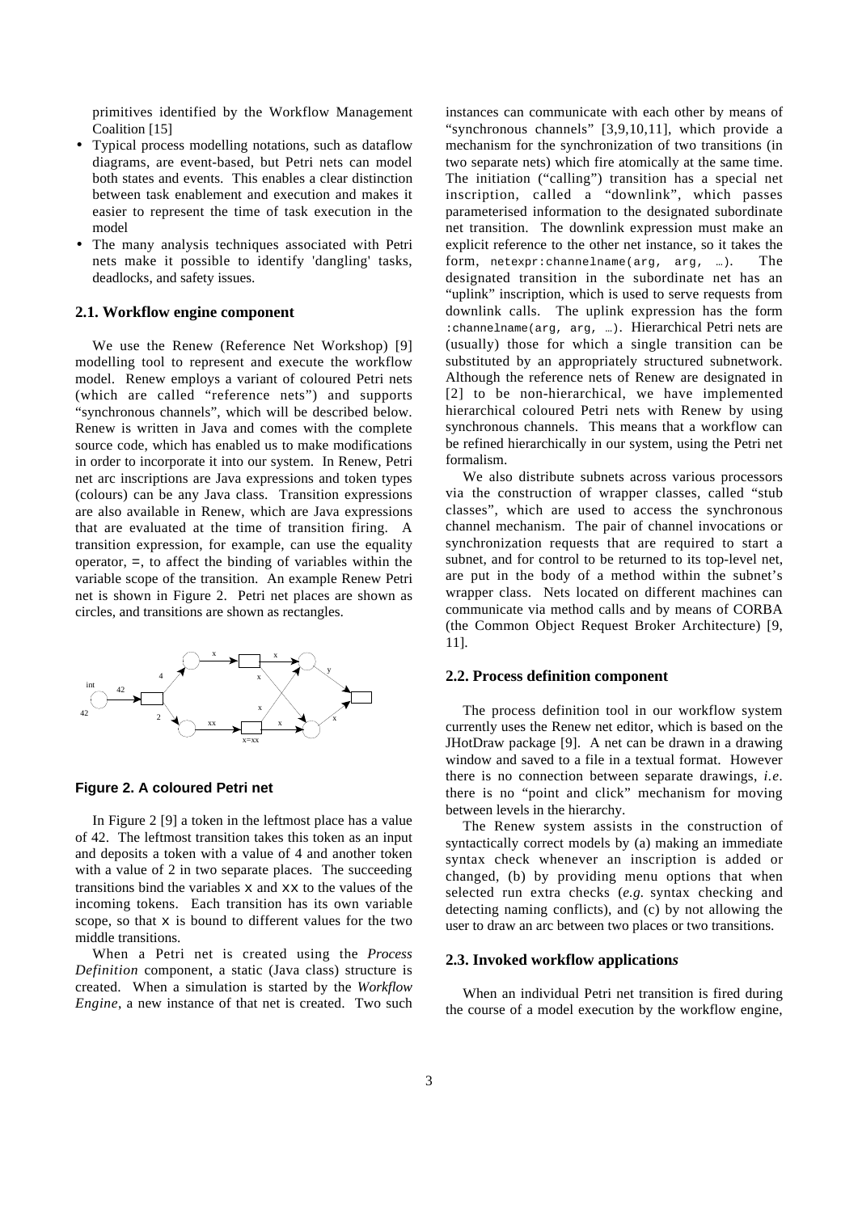primitives identified by the Workflow Management Coalition [15]

- Typical process modelling notations, such as dataflow diagrams, are event-based, but Petri nets can model both states and events. This enables a clear distinction between task enablement and execution and makes it easier to represent the time of task execution in the model
- The many analysis techniques associated with Petri nets make it possible to identify 'dangling' tasks, deadlocks, and safety issues.

### 2.1. Workflow engine component

We use the Renew (Reference Net Workshop) [9] modelling tool to represent and execute the workflow model. Renew employs a variant of coloured Petri nets (which are called "reference nets") and supports "synchronous channels", which will be described below. Renew is written in Java and comes with the complete source code, which has enabled us to make modifications in order to incorporate it into our system. In Renew, Petri net arc inscriptions are Java expressions and token types (colours) can be any Java class. Transition expressions are also available in Renew, which are Java expressions that are evaluated at the time of transition firing. A transition expression, for example, can use the equality operator, =, to affect the binding of variables within the variable scope of the transition. An example Renew Petri net is shown in Figure 2. Petri net places are shown as circles, and transitions are shown as rectangles.

int
42
42
4
2
x
x
x
xx
x
x=xx
x
y
x

**Figure 2. A coloured Petri net**

In Figure 2 [9] a token in the leftmost place has a value of 42. The leftmost transition takes this token as an input and deposits a token with a value of 4 and another token with a value of 2 in two separate places. The succeeding transitions bind the variables `x` and `xx` to the values of the incoming tokens. Each transition has its own variable scope, so that `x` is bound to different values for the two middle transitions.

When a Petri net is created using the *Process Definition* component, a static (Java class) structure is created. When a simulation is started by the *Workflow Engine*, a new instance of that net is created. Two such instances can communicate with each other by means of "synchronous channels" [3,9,10,11], which provide a mechanism for the synchronization of two transitions (in two separate nets) which fire atomically at the same time. The initiation ("calling") transition has a special net inscription, called a "downlink", which passes parameterised information to the designated subordinate net transition. The downlink expression must make an explicit reference to the other net instance, so it takes the form, `netexpr:channelname(arg, arg, …)`. The designated transition in the subordinate net has an "uplink" inscription, which is used to serve requests from downlink calls. The uplink expression has the form `:channelname(arg, arg, …)`. Hierarchical Petri nets are (usually) those for which a single transition can be substituted by an appropriately structured subnetwork. Although the reference nets of Renew are designated in [2] to be non-hierarchical, we have implemented hierarchical coloured Petri nets with Renew by using synchronous channels. This means that a workflow can be refined hierarchically in our system, using the Petri net formalism.

We also distribute subnets across various processors via the construction of wrapper classes, called "stub classes", which are used to access the synchronous channel mechanism. The pair of channel invocations or synchronization requests that are required to start a subnet, and for control to be returned to its top-level net, are put in the body of a method within the subnet's wrapper class. Nets located on different machines can communicate via method calls and by means of CORBA (the Common Object Request Broker Architecture) [9, 11].

### 2.2. Process definition component

The process definition tool in our workflow system currently uses the Renew net editor, which is based on the JHotDraw package [9]. A net can be drawn in a drawing window and saved to a file in a textual format. However there is no connection between separate drawings, *i.e.* there is no "point and click" mechanism for moving between levels in the hierarchy.

The Renew system assists in the construction of syntactically correct models by (a) making an immediate syntax check whenever an inscription is added or changed, (b) by providing menu options that when selected run extra checks (*e.g.* syntax checking and detecting naming conflicts), and (c) by not allowing the user to draw an arc between two places or two transitions.

### 2.3. Invoked workflow applications

When an individual Petri net transition is fired during the course of a model execution by the workflow engine,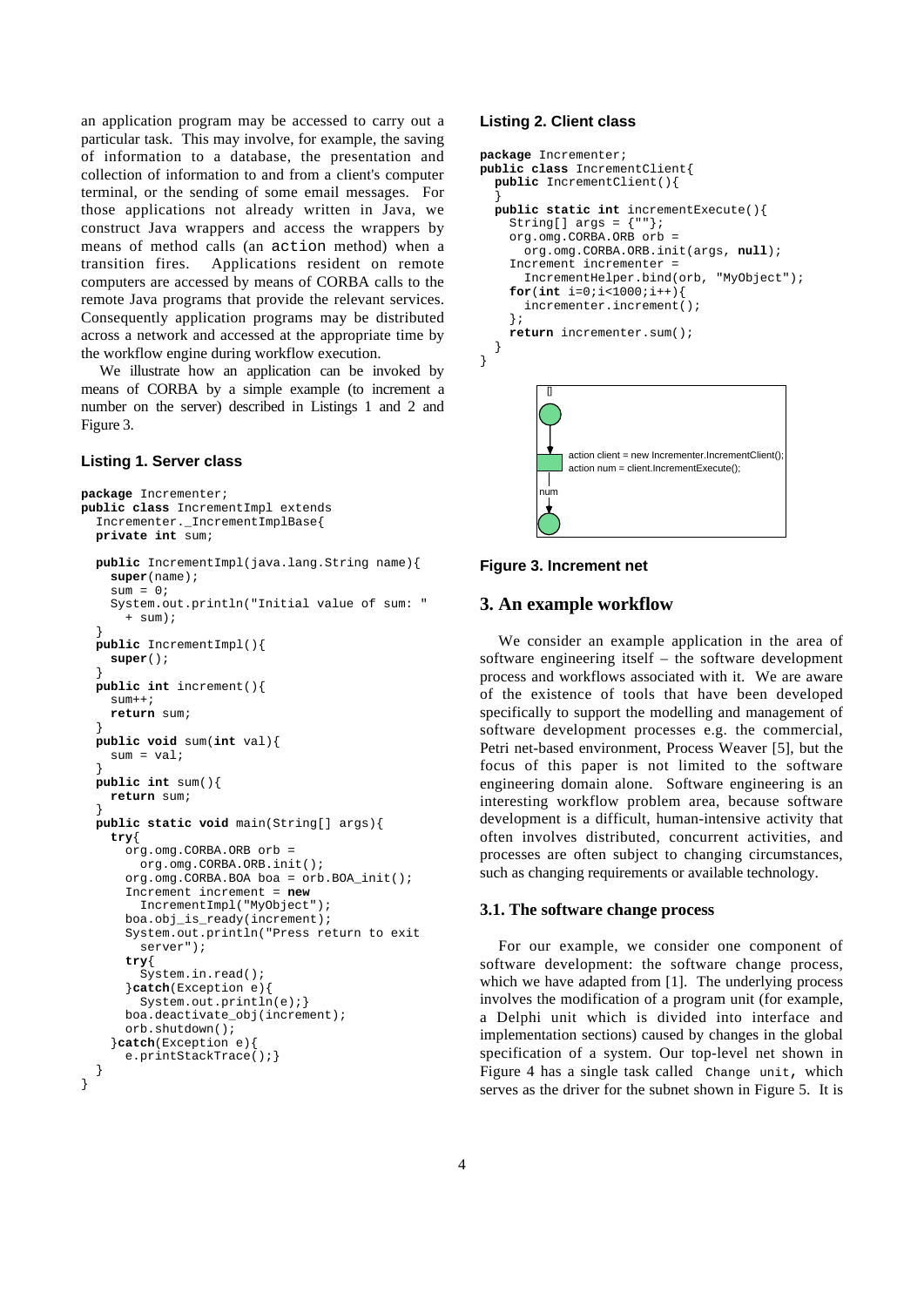an application program may be accessed to carry out a particular task. This may involve, for example, the saving of information to a database, the presentation and collection of information to and from a client's computer terminal, or the sending of some email messages. For those applications not already written in Java, we construct Java wrappers and access the wrappers by means of method calls (an `action` method) when a transition fires. Applications resident on remote computers are accessed by means of CORBA calls to the remote Java programs that provide the relevant services. Consequently application programs may be distributed across a network and accessed at the appropriate time by the workflow engine during workflow execution.

We illustrate how an application can be invoked by means of CORBA by a simple example (to increment a number on the server) described in Listings 1 and 2 and Figure 3.

**Listing 1. Server class**

```
package Incrementer;
public class IncrementImpl extends
  Incrementer._IncrementImplBase{
  private int sum;

  public IncrementImpl(java.lang.String name){
    super(name);
    sum = 0;
    System.out.println("Initial value of sum: "
      + sum);
  }
  public IncrementImpl(){
    super();
  }
  public int increment(){
    sum++;
    return sum;
  }
  public void sum(int val){
    sum = val;
  }
  public int sum(){
    return sum;
  }
  public static void main(String[] args){
    try{
      org.omg.CORBA.ORB orb =
        org.omg.CORBA.ORB.init();
      org.omg.CORBA.BOA boa = orb.BOA_init();
      Increment increment = new
        IncrementImpl("MyObject");
      boa.obj_is_ready(increment);
      System.out.println("Press return to exit
        server");
      try{
        System.in.read();
      }catch(Exception e){
        System.out.println(e);}
      boa.deactivate_obj(increment);
      orb.shutdown();
    }catch(Exception e){
      e.printStackTrace();}
  }
}
```

**Listing 2. Client class**

```
package Incrementer;
public class IncrementClient{
  public IncrementClient(){
  }
  public static int incrementExecute(){
    String[] args = {""};
    org.omg.CORBA.ORB orb =
      org.omg.CORBA.ORB.init(args, null);
    Increment incrementer =
      IncrementHelper.bind(orb, "MyObject");
    for(int i=0;i<1000;i++){
      incrementer.increment();
    };
    return incrementer.sum();
  }
}
```

action client = new Incrementer.IncrementClient();
action num = client.IncrementExecute();

num

**Figure 3. Increment net**

## 3. An example workflow

We consider an example application in the area of software engineering itself – the software development process and workflows associated with it. We are aware of the existence of tools that have been developed specifically to support the modelling and management of software development processes e.g. the commercial, Petri net-based environment, Process Weaver [5], but the focus of this paper is not limited to the software engineering domain alone. Software engineering is an interesting workflow problem area, because software development is a difficult, human-intensive activity that often involves distributed, concurrent activities, and processes are often subject to changing circumstances, such as changing requirements or available technology.

### 3.1. The software change process

For our example, we consider one component of software development: the software change process, which we have adapted from [1]. The underlying process involves the modification of a program unit (for example, a Delphi unit which is divided into interface and implementation sections) caused by changes in the global specification of a system. Our top-level net shown in Figure 4 has a single task called `Change unit`, which serves as the driver for the subnet shown in Figure 5. It is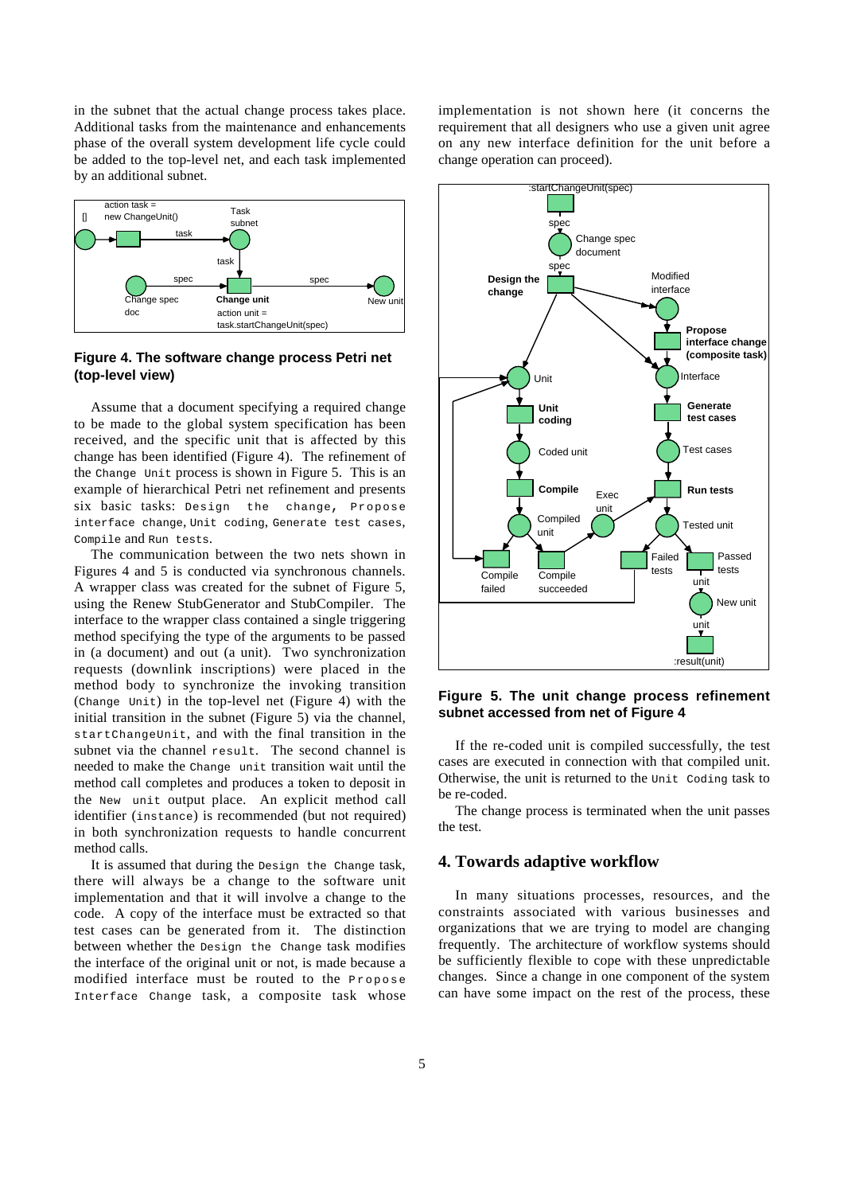in the subnet that the actual change process takes place. Additional tasks from the maintenance and enhancements phase of the overall system development life cycle could be added to the top-level net, and each task implemented by an additional subnet.

**Figure 4. The software change process Petri net (top-level view)**

Assume that a document specifying a required change to be made to the global system specification has been received, and the specific unit that is affected by this change has been identified (Figure 4). The refinement of the `Change Unit` process is shown in Figure 5. This is an example of hierarchical Petri net refinement and presents six basic tasks: `Design the change`, `Propose interface change`, `Unit coding`, `Generate test cases`, `Compile` and `Run tests`.

The communication between the two nets shown in Figures 4 and 5 is conducted via synchronous channels. A wrapper class was created for the subnet of Figure 5, using the Renew StubGenerator and StubCompiler. The interface to the wrapper class contained a single triggering method specifying the type of the arguments to be passed in (a document) and out (a unit). Two synchronization requests (downlink inscriptions) were placed in the method body to synchronize the invoking transition (`Change Unit`) in the top-level net (Figure 4) with the initial transition in the subnet (Figure 5) via the channel, `startChangeUnit`, and with the final transition in the subnet via the channel `result`. The second channel is needed to make the `Change unit` transition wait until the method call completes and produces a token to deposit in the `New unit` output place. An explicit method call identifier (`instance`) is recommended (but not required) in both synchronization requests to handle concurrent method calls.

It is assumed that during the `Design the Change` task, there will always be a change to the software unit implementation and that it will involve a change to the code. A copy of the interface must be extracted so that test cases can be generated from it. The distinction between whether the `Design the Change` task modifies the interface of the original unit or not, is made because a modified interface must be routed to the `Propose Interface Change` task, a composite task whose implementation is not shown here (it concerns the requirement that all designers who use a given unit agree on any new interface definition for the unit before a change operation can proceed).

**Figure 5. The unit change process refinement subnet accessed from net of Figure 4**

If the re-coded unit is compiled successfully, the test cases are executed in connection with that compiled unit. Otherwise, the unit is returned to the `Unit Coding` task to be re-coded.

The change process is terminated when the unit passes the test.

## 4. Towards adaptive workflow

In many situations processes, resources, and the constraints associated with various businesses and organizations that we are trying to model are changing frequently. The architecture of workflow systems should be sufficiently flexible to cope with these unpredictable changes. Since a change in one component of the system can have some impact on the rest of the process, these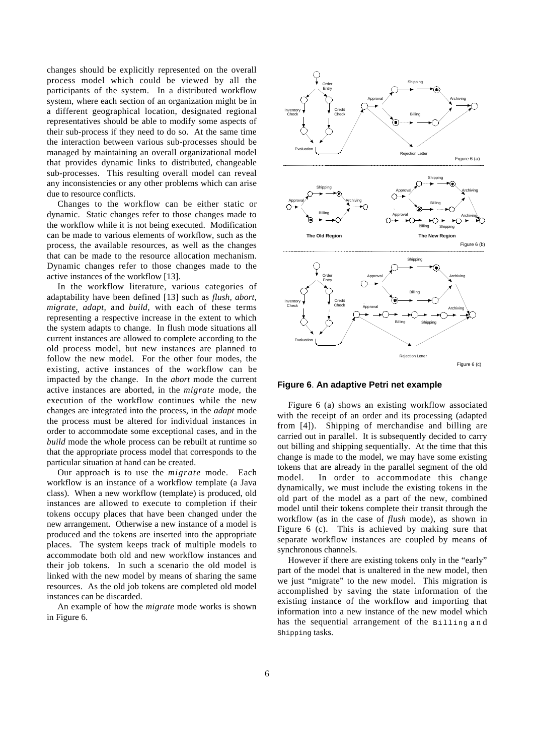changes should be explicitly represented on the overall process model which could be viewed by all the participants of the system. In a distributed workflow system, where each section of an organization might be in a different geographical location, designated regional representatives should be able to modify some aspects of their sub-process if they need to do so. At the same time the interaction between various sub-processes should be managed by maintaining an overall organizational model that provides dynamic links to distributed, changeable sub-processes. This resulting overall model can reveal any inconsistencies or any other problems which can arise due to resource conflicts.

Changes to the workflow can be either static or dynamic. Static changes refer to those changes made to the workflow while it is not being executed. Modification can be made to various elements of workflow, such as the process, the available resources, as well as the changes that can be made to the resource allocation mechanism. Dynamic changes refer to those changes made to the active instances of the workflow [13].

In the workflow literature, various categories of adaptability have been defined [13] such as *flush, abort, migrate, adapt,* and *build,* with each of these terms representing a respective increase in the extent to which the system adapts to change. In flush mode situations all current instances are allowed to complete according to the old process model, but new instances are planned to follow the new model. For the other four modes, the existing, active instances of the workflow can be impacted by the change. In the *abort* mode the current active instances are aborted, in the *migrate* mode, the execution of the workflow continues while the new changes are integrated into the process, in the *adapt* mode the process must be altered for individual instances in order to accommodate some exceptional cases, and in the *build* mode the whole process can be rebuilt at runtime so that the appropriate process model that corresponds to the particular situation at hand can be created.

Our approach is to use the *migrate* mode. Each workflow is an instance of a workflow template (a Java class). When a new workflow (template) is produced, old instances are allowed to execute to completion if their tokens occupy places that have been changed under the new arrangement. Otherwise a new instance of a model is produced and the tokens are inserted into the appropriate places. The system keeps track of multiple models to accommodate both old and new workflow instances and their job tokens. In such a scenario the old model is linked with the new model by means of sharing the same resources. As the old job tokens are completed old model instances can be discarded.

An example of how the *migrate* mode works is shown in Figure 6.

Order Entry
Inventory Check
Credit Check
Evaluation
Approval
Shipping
Billing
Archiving
Rejection Letter
Figure 6 (a)

Approval
Shipping
Billing
Archiving
The Old Region
Approval
Shipping
Billing
Archiving
Approval
Billing
Shipping
Archiving
The New Region
Figure 6 (b)

Order Entry
Inventory Check
Credit Check
Evaluation
Approval
Shipping
Billing
Archiving
Approval
Billing
Shipping
Archiving
Rejection Letter
Figure 6 (c)

**Figure 6. An adaptive Petri net example**

Figure 6 (a) shows an existing workflow associated with the receipt of an order and its processing (adapted from [4]). Shipping of merchandise and billing are carried out in parallel. It is subsequently decided to carry out billing and shipping sequentially. At the time that this change is made to the model, we may have some existing tokens that are already in the parallel segment of the old model. In order to accommodate this change dynamically, we must include the existing tokens in the old part of the model as a part of the new, combined model until their tokens complete their transit through the workflow (as in the case of *flush* mode), as shown in Figure 6 (c). This is achieved by making sure that separate workflow instances are coupled by means of synchronous channels.

However if there are existing tokens only in the "early" part of the model that is unaltered in the new model, then we just "migrate" to the new model. This migration is accomplished by saving the state information of the existing instance of the workflow and importing that information into a new instance of the new model which has the sequential arrangement of the `Billing` and `Shipping` tasks.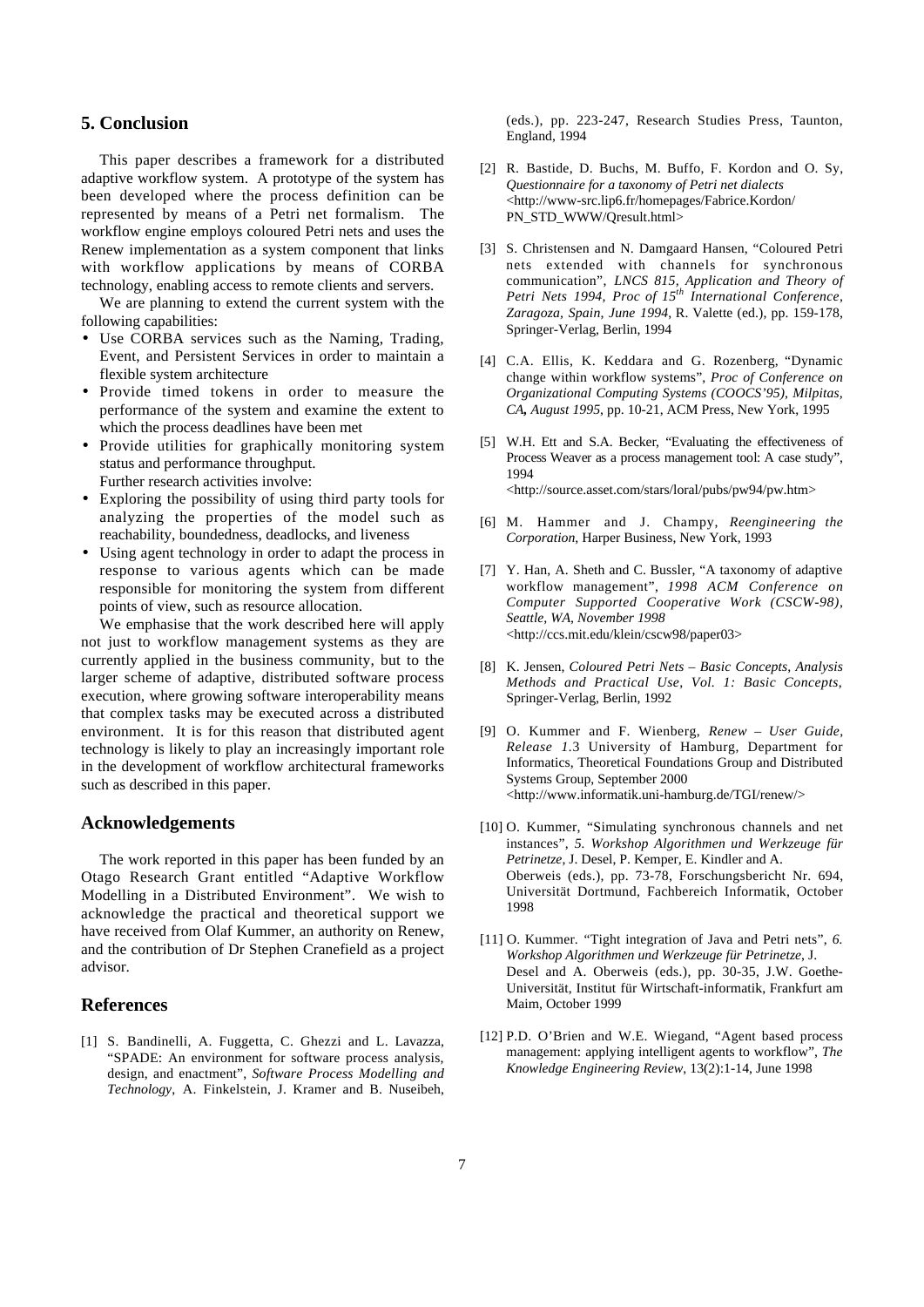## 5. Conclusion

This paper describes a framework for a distributed adaptive workflow system. A prototype of the system has been developed where the process definition can be represented by means of a Petri net formalism. The workflow engine employs coloured Petri nets and uses the Renew implementation as a system component that links with workflow applications by means of CORBA technology, enabling access to remote clients and servers.

We are planning to extend the current system with the following capabilities:

- Use CORBA services such as the Naming, Trading, Event, and Persistent Services in order to maintain a flexible system architecture
- Provide timed tokens in order to measure the performance of the system and examine the extent to which the process deadlines have been met
- Provide utilities for graphically monitoring system status and performance throughput.

Further research activities involve:

- Exploring the possibility of using third party tools for analyzing the properties of the model such as reachability, boundedness, deadlocks, and liveness
- Using agent technology in order to adapt the process in response to various agents which can be made responsible for monitoring the system from different points of view, such as resource allocation.

We emphasise that the work described here will apply not just to workflow management systems as they are currently applied in the business community, but to the larger scheme of adaptive, distributed software process execution, where growing software interoperability means that complex tasks may be executed across a distributed environment. It is for this reason that distributed agent technology is likely to play an increasingly important role in the development of workflow architectural frameworks such as described in this paper.

## Acknowledgements

The work reported in this paper has been funded by an Otago Research Grant entitled "Adaptive Workflow Modelling in a Distributed Environment". We wish to acknowledge the practical and theoretical support we have received from Olaf Kummer, an authority on Renew, and the contribution of Dr Stephen Cranefield as a project advisor.

## References

[1] S. Bandinelli, A. Fuggetta, C. Ghezzi and L. Lavazza, "SPADE: An environment for software process analysis, design, and enactment", *Software Process Modelling and Technology*, A. Finkelstein, J. Kramer and B. Nuseibeh, (eds.), pp. 223-247, Research Studies Press, Taunton, England, 1994

[2] R. Bastide, D. Buchs, M. Buffo, F. Kordon and O. Sy, *Questionnaire for a taxonomy of Petri net dialects* <http://www-src.lip6.fr/homepages/Fabrice.Kordon/PN_STD_WWW/Qresult.html>

[3] S. Christensen and N. Damgaard Hansen, "Coloured Petri nets extended with channels for synchronous communication", *LNCS 815, Application and Theory of Petri Nets 1994, Proc of 15th International Conference, Zaragoza, Spain, June 1994*, R. Valette (ed.), pp. 159-178, Springer-Verlag, Berlin, 1994

[4] C.A. Ellis, K. Keddara and G. Rozenberg, "Dynamic change within workflow systems", *Proc of Conference on Organizational Computing Systems (COOCS'95), Milpitas, CA, August 1995*, pp. 10-21, ACM Press, New York, 1995

[5] W.H. Ett and S.A. Becker, "Evaluating the effectiveness of Process Weaver as a process management tool: A case study", 1994 <http://source.asset.com/stars/loral/pubs/pw94/pw.htm>

[6] M. Hammer and J. Champy, *Reengineering the Corporation*, Harper Business, New York, 1993

[7] Y. Han, A. Sheth and C. Bussler, "A taxonomy of adaptive workflow management", *1998 ACM Conference on Computer Supported Cooperative Work (CSCW-98), Seattle, WA, November 1998* <http://ccs.mit.edu/klein/cscw98/paper03>

[8] K. Jensen, *Coloured Petri Nets – Basic Concepts, Analysis Methods and Practical Use, Vol. 1: Basic Concepts*, Springer-Verlag, Berlin, 1992

[9] O. Kummer and F. Wienberg, *Renew – User Guide, Release 1.3* University of Hamburg, Department for Informatics, Theoretical Foundations Group and Distributed Systems Group, September 2000 <http://www.informatik.uni-hamburg.de/TGI/renew/>

[10] O. Kummer, "Simulating synchronous channels and net instances", *5. Workshop Algorithmen und Werkzeuge für Petrinetze*, J. Desel, P. Kemper, E. Kindler and A. Oberweis (eds.), pp. 73-78, Forschungsbericht Nr. 694, Universität Dortmund, Fachbereich Informatik, October 1998

[11] O. Kummer. "Tight integration of Java and Petri nets", *6. Workshop Algorithmen und Werkzeuge für Petrinetze*, J. Desel and A. Oberweis (eds.), pp. 30-35, J.W. Goethe-Universität, Institut für Wirtschaft-informatik, Frankfurt am Maim, October 1999

[12] P.D. O'Brien and W.E. Wiegand, "Agent based process management: applying intelligent agents to workflow", *The Knowledge Engineering Review*, 13(2):1-14, June 1998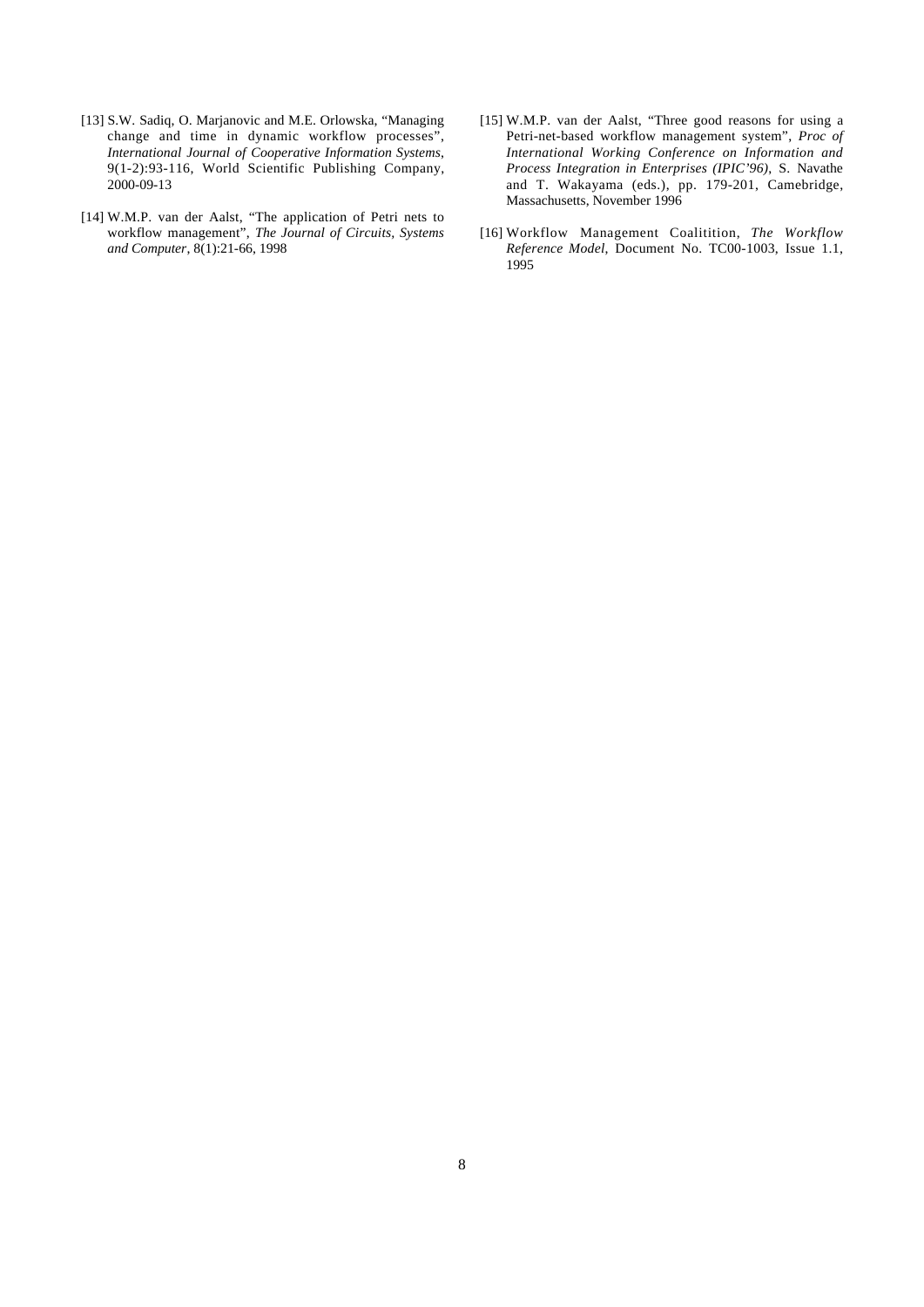[13] S.W. Sadiq, O. Marjanovic and M.E. Orlowska, "Managing change and time in dynamic workflow processes", *International Journal of Cooperative Information Systems*, 9(1-2):93-116, World Scientific Publishing Company, 2000-09-13

[14] W.M.P. van der Aalst, "The application of Petri nets to workflow management", *The Journal of Circuits, Systems and Computer*, 8(1):21-66, 1998

[15] W.M.P. van der Aalst, "Three good reasons for using a Petri-net-based workflow management system", *Proc of International Working Conference on Information and Process Integration in Enterprises (IPIC'96)*, S. Navathe and T. Wakayama (eds.), pp. 179-201, Camebridge, Massachusetts, November 1996

[16] Workflow Management Coalitition, *The Workflow Reference Model*, Document No. TC00-1003, Issue 1.1, 1995